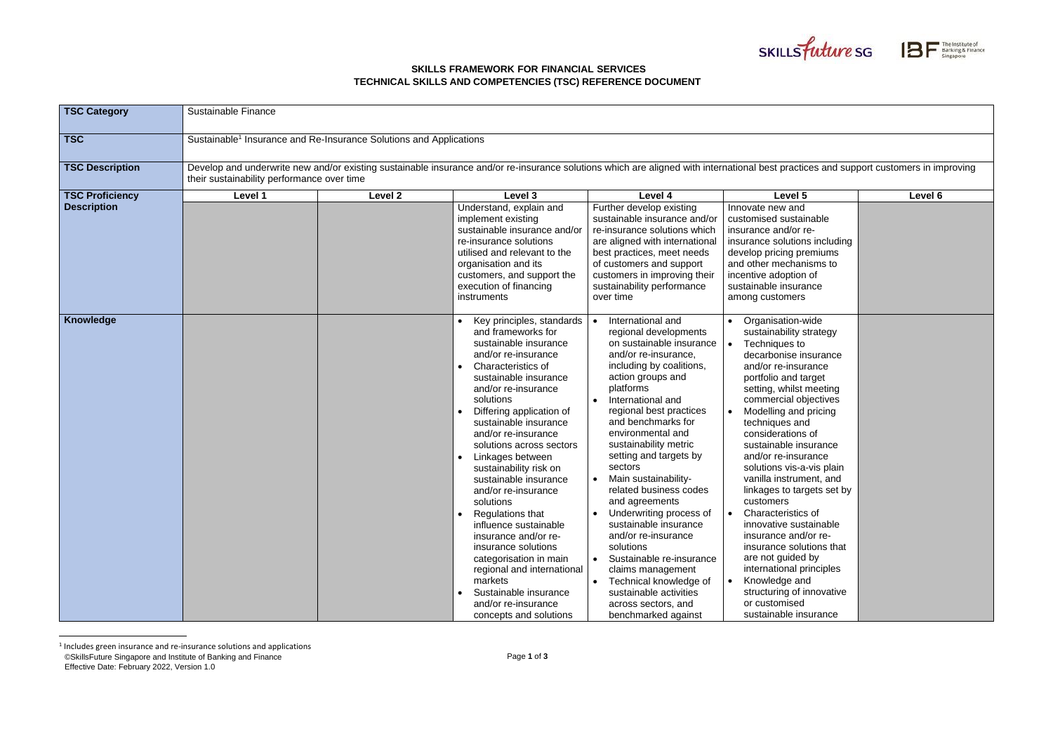**SKILLS FRAMEWORK FOR FINANCIAL SERVICES**
**TECHNICAL SKILLS AND COMPETENCIES (TSC) REFERENCE DOCUMENT**

| **TSC Category** | Sustainable Finance | | | | | |
|---|---|---|---|---|---|---|
| **TSC** | Sustainable[1] Insurance and Re-Insurance Solutions and Applications | | | | | |
| **TSC Description** | Develop and underwrite new and/or existing sustainable insurance and/or re-insurance solutions which are aligned with international best practices and support customers in improving their sustainability performance over time | | | | | |
| **TSC Proficiency Description** | **Level 1** | **Level 2** | **Level 3** | **Level 4** | **Level 5** | **Level 6** |
| | | | Understand, explain and implement existing sustainable insurance and/or re-insurance solutions utilised and relevant to the organisation and its customers, and support the execution of financing instruments | Further develop existing sustainable insurance and/or re-insurance solutions which are aligned with international best practices, meet needs of customers and support customers in improving their sustainability performance over time | Innovate new and customised sustainable insurance and/or re-insurance solutions including develop pricing premiums and other mechanisms to incentive adoption of sustainable insurance among customers | |
| **Knowledge** | | | • Key principles, standards and frameworks for sustainable insurance and/or re-insurance<br>• Characteristics of sustainable insurance and/or re-insurance solutions<br>• Differing application of sustainable insurance and/or re-insurance solutions across sectors<br>• Linkages between sustainability risk on sustainable insurance and/or re-insurance solutions<br>• Regulations that influence sustainable insurance and/or re-insurance solutions categorisation in main regional and international markets<br>• Sustainable insurance and/or re-insurance concepts and solutions | • International and regional developments on sustainable insurance and/or re-insurance, including by coalitions, action groups and platforms<br>• International and regional best practices and benchmarks for environmental and sustainability metric setting and targets by sectors<br>• Main sustainability-related business codes and agreements<br>• Underwriting process of sustainable insurance and/or re-insurance solutions<br>• Sustainable re-insurance claims management<br>• Technical knowledge of sustainable activities across sectors, and benchmarked against | • Organisation-wide sustainability strategy<br>• Techniques to decarbonise insurance and/or re-insurance portfolio and target setting, whilst meeting commercial objectives<br>• Modelling and pricing techniques and considerations of sustainable insurance and/or re-insurance solutions vis-a-vis plain vanilla instrument, and linkages to targets set by customers<br>• Characteristics of innovative sustainable insurance and/or re-insurance solutions that are not guided by international principles<br>• Knowledge and structuring of innovative or customised sustainable insurance | |

[1] Includes green insurance and re-insurance solutions and applications

©SkillsFuture Singapore and Institute of Banking and Finance
Effective Date: February 2022, Version 1.0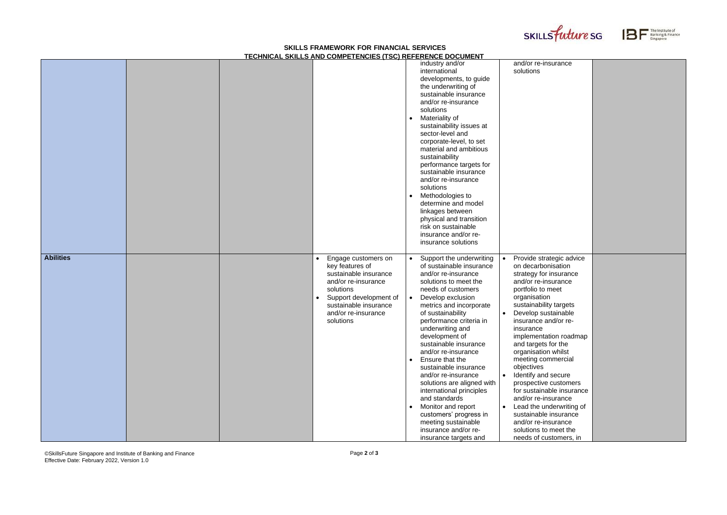| | | | | | | |
|---|---|---|---|---|---|---|
| | | | | industry and/or international developments, to guide the underwriting of sustainable insurance and/or re-insurance solutions<br>• Materiality of sustainability issues at sector-level and corporate-level, to set material and ambitious sustainability performance targets for sustainable insurance and/or re-insurance solutions<br>• Methodologies to determine and model linkages between physical and transition risk on sustainable insurance and/or re-insurance solutions | and/or re-insurance solutions | |
| **Abilities** | | | • Engage customers on key features of sustainable insurance and/or re-insurance solutions<br>• Support development of sustainable insurance and/or re-insurance solutions | • Support the underwriting of sustainable insurance and/or re-insurance solutions to meet the needs of customers<br>• Develop exclusion metrics and incorporate of sustainability performance criteria in underwriting and development of sustainable insurance and/or re-insurance<br>• Ensure that the sustainable insurance and/or re-insurance solutions are aligned with international principles and standards<br>• Monitor and report customers' progress in meeting sustainable insurance and/or re-insurance targets and | • Provide strategic advice on decarbonisation strategy for insurance and/or re-insurance portfolio to meet organisation sustainability targets<br>• Develop sustainable insurance and/or re-insurance implementation roadmap and targets for the organisation whilst meeting commercial objectives<br>• Identify and secure prospective customers for sustainable insurance and/or re-insurance<br>• Lead the underwriting of sustainable insurance and/or re-insurance solutions to meet the needs of customers, in | |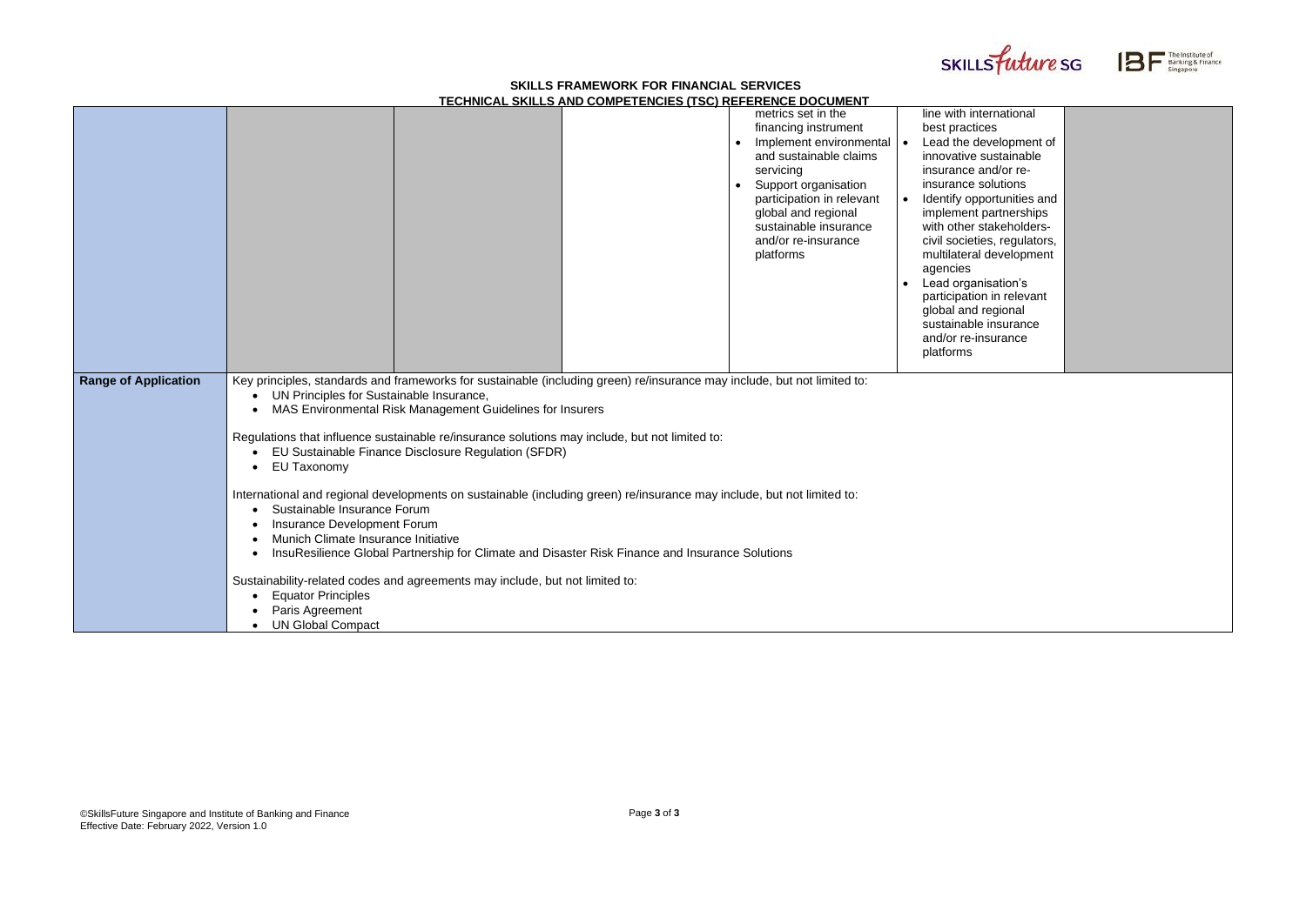**SKILLS FRAMEWORK FOR FINANCIAL SERVICES**
**TECHNICAL SKILLS AND COMPETENCIES (TSC) REFERENCE DOCUMENT**

| | | | | | | |
|---|---|---|---|---|---|---|
| | | | | metrics set in the financing instrument<br>• Implement environmental and sustainable claims servicing<br>• Support organisation participation in relevant global and regional sustainable insurance and/or re-insurance platforms | line with international best practices<br>• Lead the development of innovative sustainable insurance and/or re-insurance solutions<br>• Identify opportunities and implement partnerships with other stakeholders- civil societies, regulators, multilateral development agencies<br>• Lead organisation's participation in relevant global and regional sustainable insurance and/or re-insurance platforms | |
| **Range of Application** | Key principles, standards and frameworks for sustainable (including green) re/insurance may include, but not limited to:<br>• UN Principles for Sustainable Insurance,<br>• MAS Environmental Risk Management Guidelines for Insurers<br><br>Regulations that influence sustainable re/insurance solutions may include, but not limited to:<br>• EU Sustainable Finance Disclosure Regulation (SFDR)<br>• EU Taxonomy<br><br>International and regional developments on sustainable (including green) re/insurance may include, but not limited to:<br>• Sustainable Insurance Forum<br>• Insurance Development Forum<br>• Munich Climate Insurance Initiative<br>• InsuResilience Global Partnership for Climate and Disaster Risk Finance and Insurance Solutions<br><br>Sustainability-related codes and agreements may include, but not limited to:<br>• Equator Principles<br>• Paris Agreement<br>• UN Global Compact | | | | | |

©SkillsFuture Singapore and Institute of Banking and Finance
Effective Date: February 2022, Version 1.0